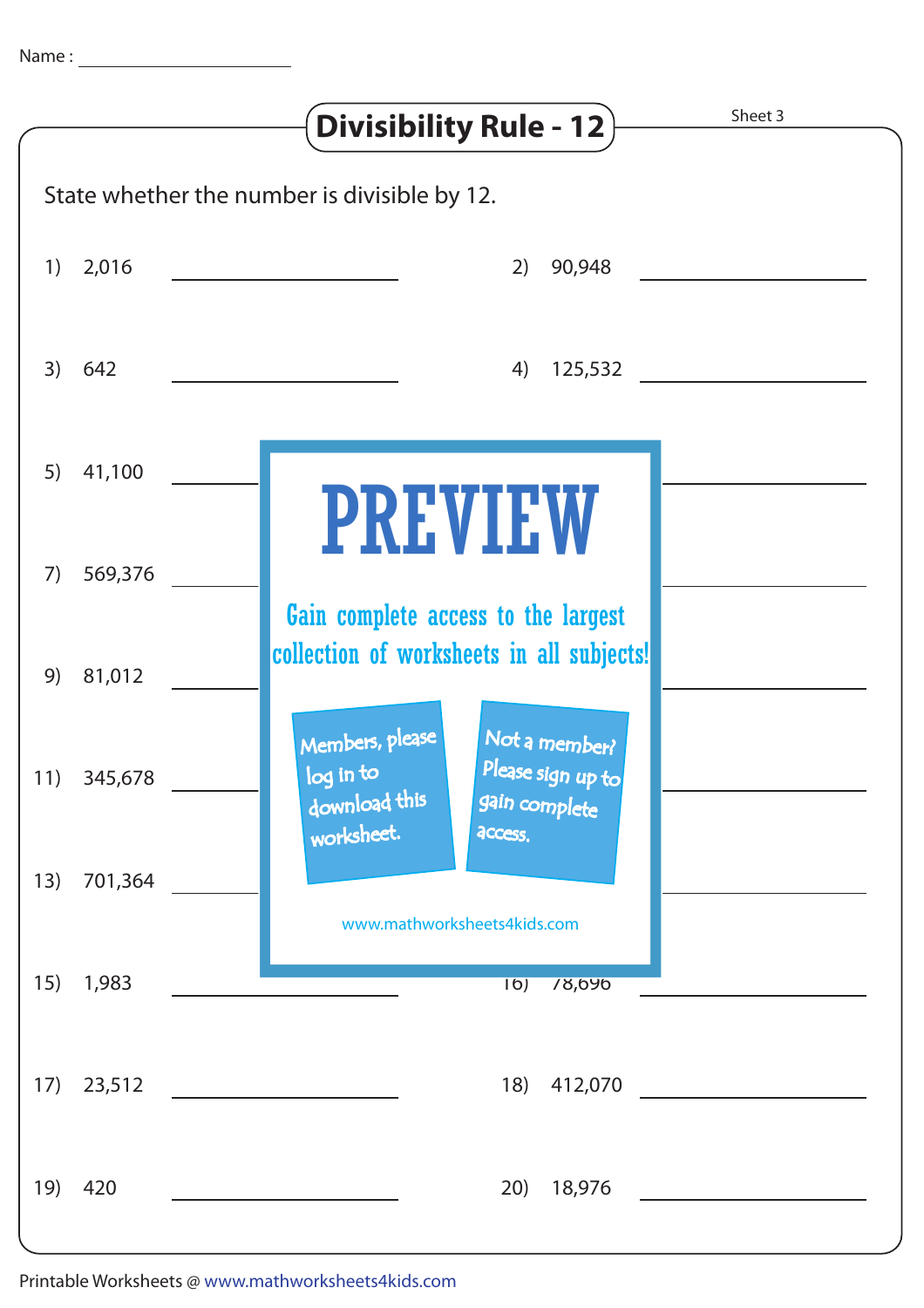Name : ______________________

# Divisibility Rule - 12

Sheet 3

State whether the number is divisible by 12.

1) 2,016 ______________

2) 90,948 ______________

3) 642 ______________

4) 125,532 ______________

5) 41,100 ______________

7) 569,376 ______________

9) 81,012 ______________

11) 345,678 ______________

13) 701,364 ______________

15) 1,983 ______________

16) 78,696 ______________

17) 23,512 ______________

18) 412,070 ______________

19) 420 ______________

20) 18,976 ______________

PREVIEW

Gain complete access to the largest collection of worksheets in all subjects!

Members, please log in to download this worksheet.

Not a member? Please sign up to gain complete access.

www.mathworksheets4kids.com

Printable Worksheets @ www.mathworksheets4kids.com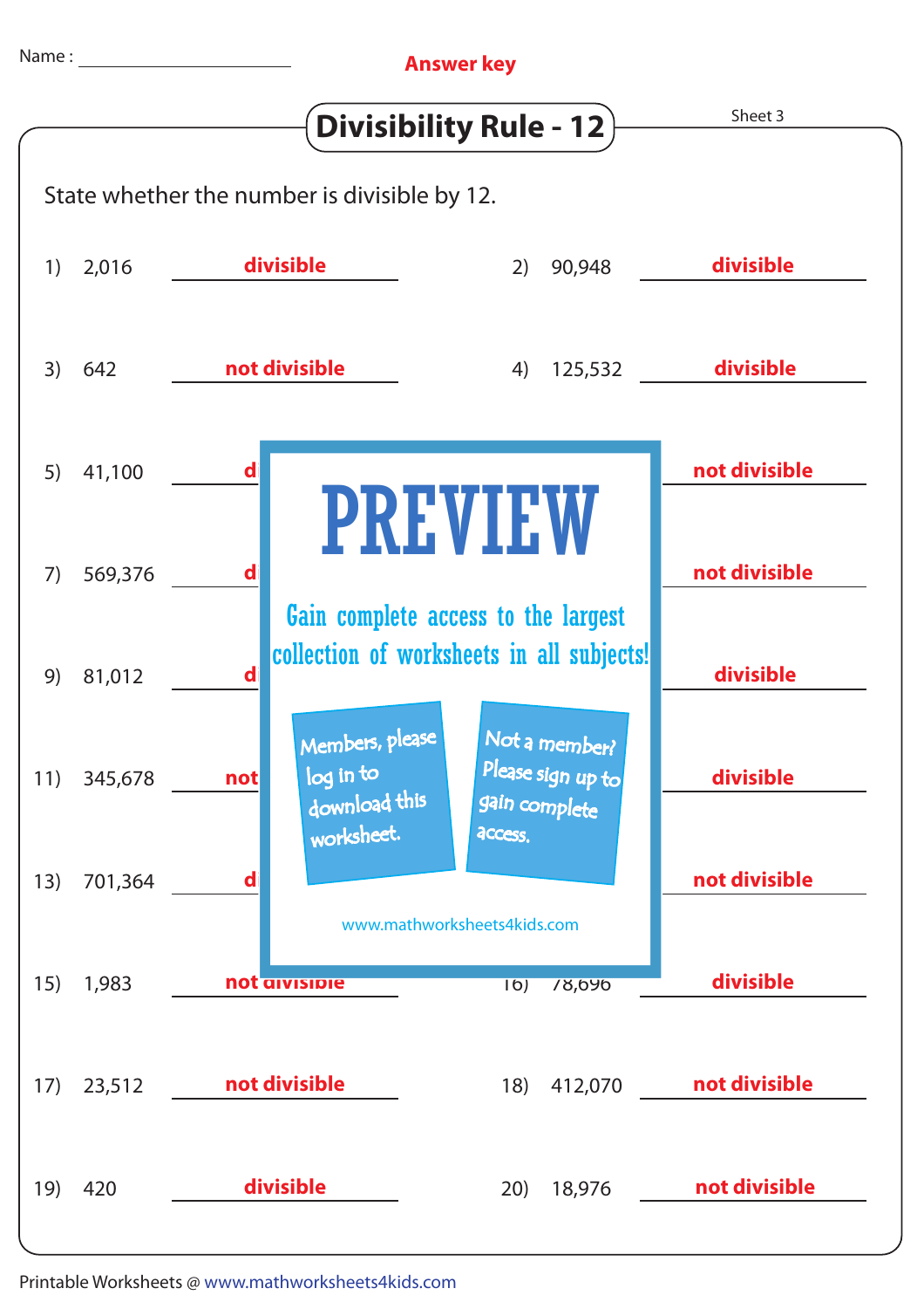Name : ____________________

**Answer key**

# Divisibility Rule - 12

Sheet 3

State whether the number is divisible by 12.

1) 2,016 **divisible**

2) 90,948 **divisible**

3) 642 **not divisible**

4) 125,532 **divisible**

5) 41,100 **d**

6) **not divisible**

7) 569,376 **d**

8) **not divisible**

9) 81,012 **d**

10) **divisible**

11) 345,678 **not**

12) **divisible**

13) 701,364 **d**

14) **not divisible**

15) 1,983 **not divisible**

16) 78,696 **divisible**

17) 23,512 **not divisible**

18) 412,070 **not divisible**

19) 420 **divisible**

20) 18,976 **not divisible**

PREVIEW

Gain complete access to the largest collection of worksheets in all subjects!

Members, please log in to download this worksheet.

Not a member? Please sign up to gain complete access.

www.mathworksheets4kids.com

Printable Worksheets @ www.mathworksheets4kids.com